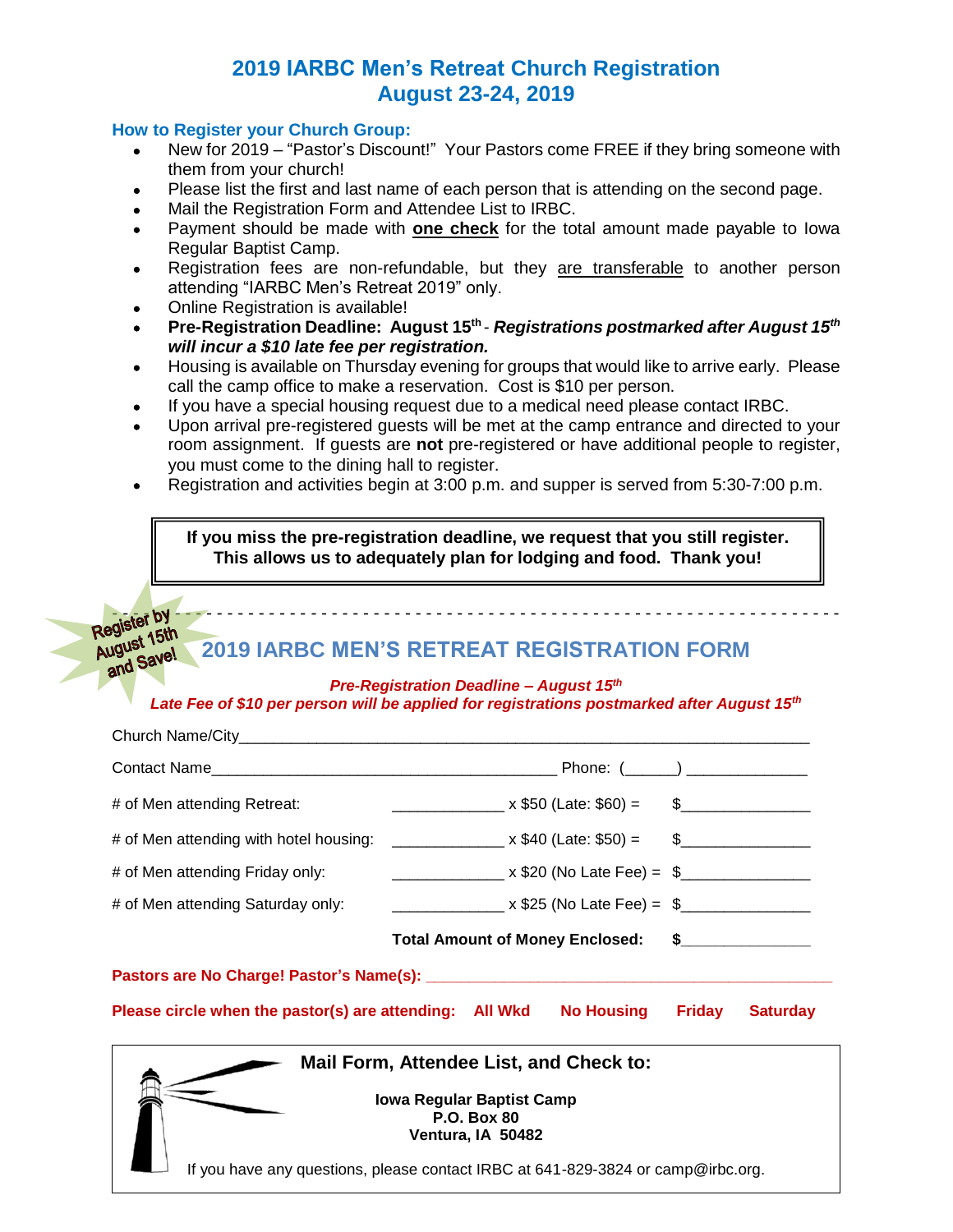# 2019 IARBC Men's Retreat Church Registration
# August 23-24, 2019

### How to Register your Church Group:

- New for 2019 – "Pastor's Discount!" Your Pastors come FREE if they bring someone with them from your church!
- Please list the first and last name of each person that is attending on the second page.
- Mail the Registration Form and Attendee List to IRBC.
- Payment should be made with **one check** for the total amount made payable to Iowa Regular Baptist Camp.
- Registration fees are non-refundable, but they are transferable to another person attending "IARBC Men's Retreat 2019" only.
- Online Registration is available!
- **Pre-Registration Deadline: August 15th** - ***Registrations postmarked after August 15th will incur a $10 late fee per registration.***
- Housing is available on Thursday evening for groups that would like to arrive early. Please call the camp office to make a reservation. Cost is $10 per person.
- If you have a special housing request due to a medical need please contact IRBC.
- Upon arrival pre-registered guests will be met at the camp entrance and directed to your room assignment. If guests are **not** pre-registered or have additional people to register, you must come to the dining hall to register.
- Registration and activities begin at 3:00 p.m. and supper is served from 5:30-7:00 p.m.

**If you miss the pre-registration deadline, we request that you still register. This allows us to adequately plan for lodging and food. Thank you!**

---

Register by August 15th and Save!

## 2019 IARBC MEN'S RETREAT REGISTRATION FORM

***Pre-Registration Deadline – August 15th***

***Late Fee of $10 per person will be applied for registrations postmarked after August 15th***

Church Name/City_______________________________________________

Contact Name_________________________________ Phone: (______) ______________

| | | | |
|---|---|---|---|
| # of Men attending Retreat: | _____________ | x $50 (Late: $60) = | $______________ |
| # of Men attending with hotel housing: | _____________ | x $40 (Late: $50) = | $______________ |
| # of Men attending Friday only: | _____________ | x $20 (No Late Fee) = | $______________ |
| # of Men attending Saturday only: | _____________ | x $25 (No Late Fee) = | $______________ |
| | **Total Amount of Money Enclosed:** | | **$______________** |

**Pastors are No Charge! Pastor's Name(s): ____________________________________**

**Please circle when the pastor(s) are attending: All Wkd No Housing Friday Saturday**

**Mail Form, Attendee List, and Check to:**

**Iowa Regular Baptist Camp**
**P.O. Box 80**
**Ventura, IA 50482**

If you have any questions, please contact IRBC at 641-829-3824 or camp@irbc.org.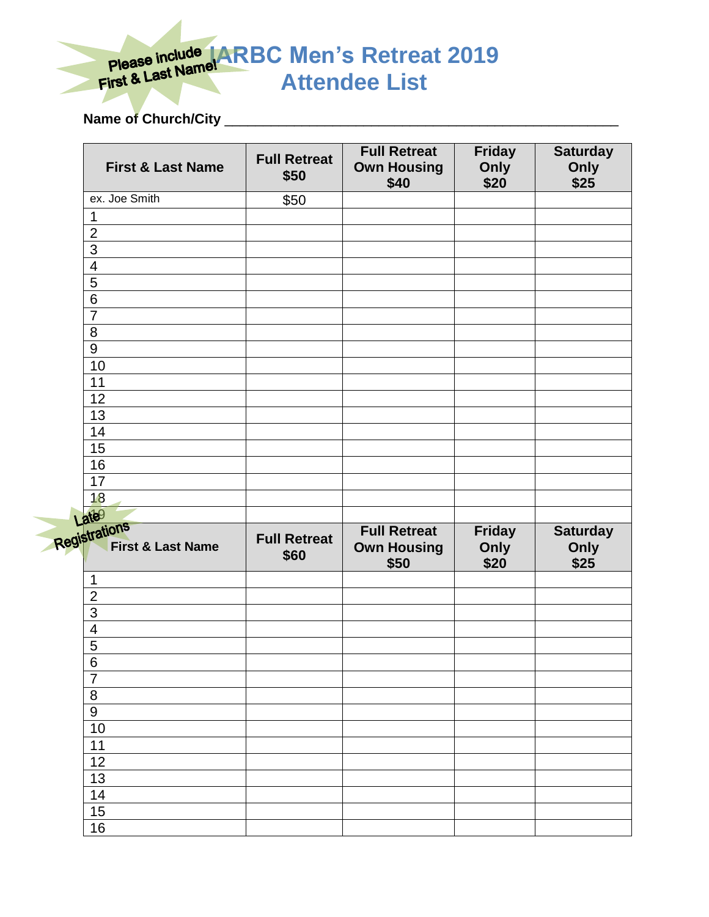Please include First & Last Name!

# IARBC Men's Retreat 2019
# Attendee List

**Name of Church/City** ___________________________________________________

| First & Last Name | Full Retreat $50 | Full Retreat Own Housing $40 | Friday Only $20 | Saturday Only $25 |
|---|---|---|---|---|
| ex. Joe Smith | $50 | | | |
| 1 | | | | |
| 2 | | | | |
| 3 | | | | |
| 4 | | | | |
| 5 | | | | |
| 6 | | | | |
| 7 | | | | |
| 8 | | | | |
| 9 | | | | |
| 10 | | | | |
| 11 | | | | |
| 12 | | | | |
| 13 | | | | |
| 14 | | | | |
| 15 | | | | |
| 16 | | | | |
| 17 | | | | |
| 18 | | | | |
| 19 | | | | |

Late Registrations

| First & Last Name | Full Retreat $60 | Full Retreat Own Housing $50 | Friday Only $20 | Saturday Only $25 |
|---|---|---|---|---|
| 1 | | | | |
| 2 | | | | |
| 3 | | | | |
| 4 | | | | |
| 5 | | | | |
| 6 | | | | |
| 7 | | | | |
| 8 | | | | |
| 9 | | | | |
| 10 | | | | |
| 11 | | | | |
| 12 | | | | |
| 13 | | | | |
| 14 | | | | |
| 15 | | | | |
| 16 | | | | |